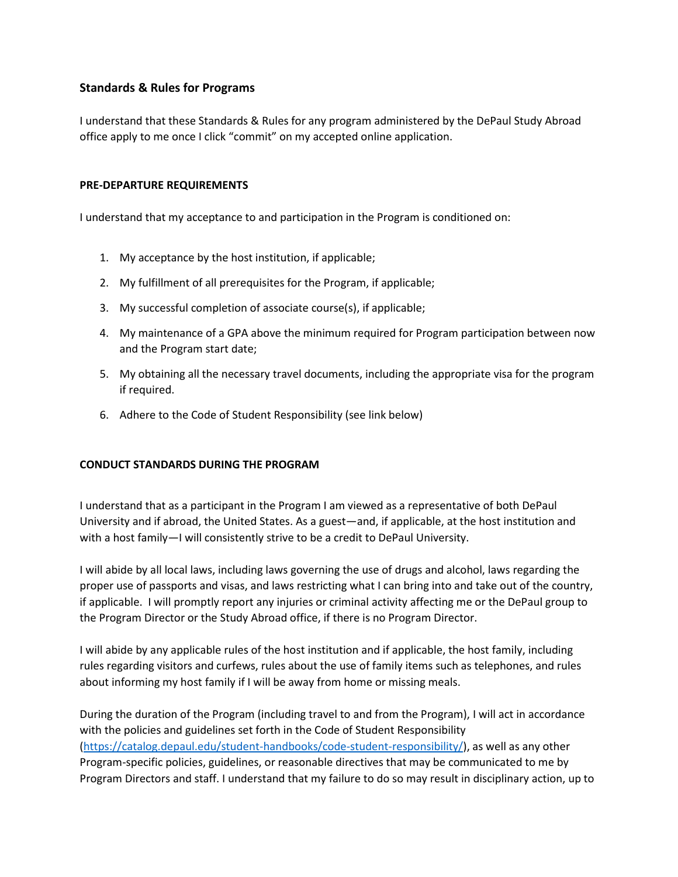### Standards & Rules for Programs

I understand that these Standards & Rules for any program administered by the DePaul Study Abroad office apply to me once I click "commit" on my accepted online application.

#### PRE-DEPARTURE REQUIREMENTS

I understand that my acceptance to and participation in the Program is conditioned on:

1. My acceptance by the host institution, if applicable;
2. My fulfillment of all prerequisites for the Program, if applicable;
3. My successful completion of associate course(s), if applicable;
4. My maintenance of a GPA above the minimum required for Program participation between now and the Program start date;
5. My obtaining all the necessary travel documents, including the appropriate visa for the program if required.
6. Adhere to the Code of Student Responsibility (see link below)

#### CONDUCT STANDARDS DURING THE PROGRAM

I understand that as a participant in the Program I am viewed as a representative of both DePaul University and if abroad, the United States. As a guest—and, if applicable, at the host institution and with a host family—I will consistently strive to be a credit to DePaul University.

I will abide by all local laws, including laws governing the use of drugs and alcohol, laws regarding the proper use of passports and visas, and laws restricting what I can bring into and take out of the country, if applicable. I will promptly report any injuries or criminal activity affecting me or the DePaul group to the Program Director or the Study Abroad office, if there is no Program Director.

I will abide by any applicable rules of the host institution and if applicable, the host family, including rules regarding visitors and curfews, rules about the use of family items such as telephones, and rules about informing my host family if I will be away from home or missing meals.

During the duration of the Program (including travel to and from the Program), I will act in accordance with the policies and guidelines set forth in the Code of Student Responsibility (https://catalog.depaul.edu/student-handbooks/code-student-responsibility/), as well as any other Program-specific policies, guidelines, or reasonable directives that may be communicated to me by Program Directors and staff. I understand that my failure to do so may result in disciplinary action, up to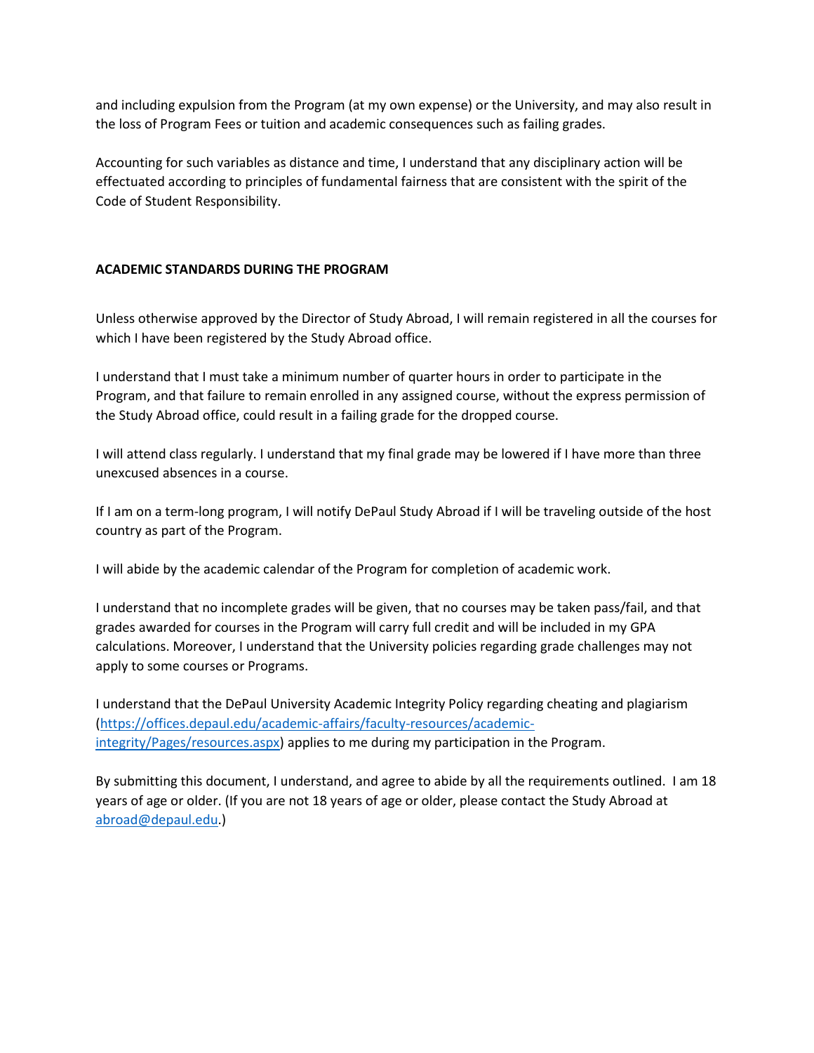and including expulsion from the Program (at my own expense) or the University, and may also result in the loss of Program Fees or tuition and academic consequences such as failing grades.

Accounting for such variables as distance and time, I understand that any disciplinary action will be effectuated according to principles of fundamental fairness that are consistent with the spirit of the Code of Student Responsibility.

**ACADEMIC STANDARDS DURING THE PROGRAM**

Unless otherwise approved by the Director of Study Abroad, I will remain registered in all the courses for which I have been registered by the Study Abroad office.

I understand that I must take a minimum number of quarter hours in order to participate in the Program, and that failure to remain enrolled in any assigned course, without the express permission of the Study Abroad office, could result in a failing grade for the dropped course.

I will attend class regularly. I understand that my final grade may be lowered if I have more than three unexcused absences in a course.

If I am on a term-long program, I will notify DePaul Study Abroad if I will be traveling outside of the host country as part of the Program.

I will abide by the academic calendar of the Program for completion of academic work.

I understand that no incomplete grades will be given, that no courses may be taken pass/fail, and that grades awarded for courses in the Program will carry full credit and will be included in my GPA calculations. Moreover, I understand that the University policies regarding grade challenges may not apply to some courses or Programs.

I understand that the DePaul University Academic Integrity Policy regarding cheating and plagiarism ([https://offices.depaul.edu/academic-affairs/faculty-resources/academic-integrity/Pages/resources.aspx](https://offices.depaul.edu/academic-affairs/faculty-resources/academic-integrity/Pages/resources.aspx)) applies to me during my participation in the Program.

By submitting this document, I understand, and agree to abide by all the requirements outlined. I am 18 years of age or older. (If you are not 18 years of age or older, please contact the Study Abroad at [abroad@depaul.edu](mailto:abroad@depaul.edu).)